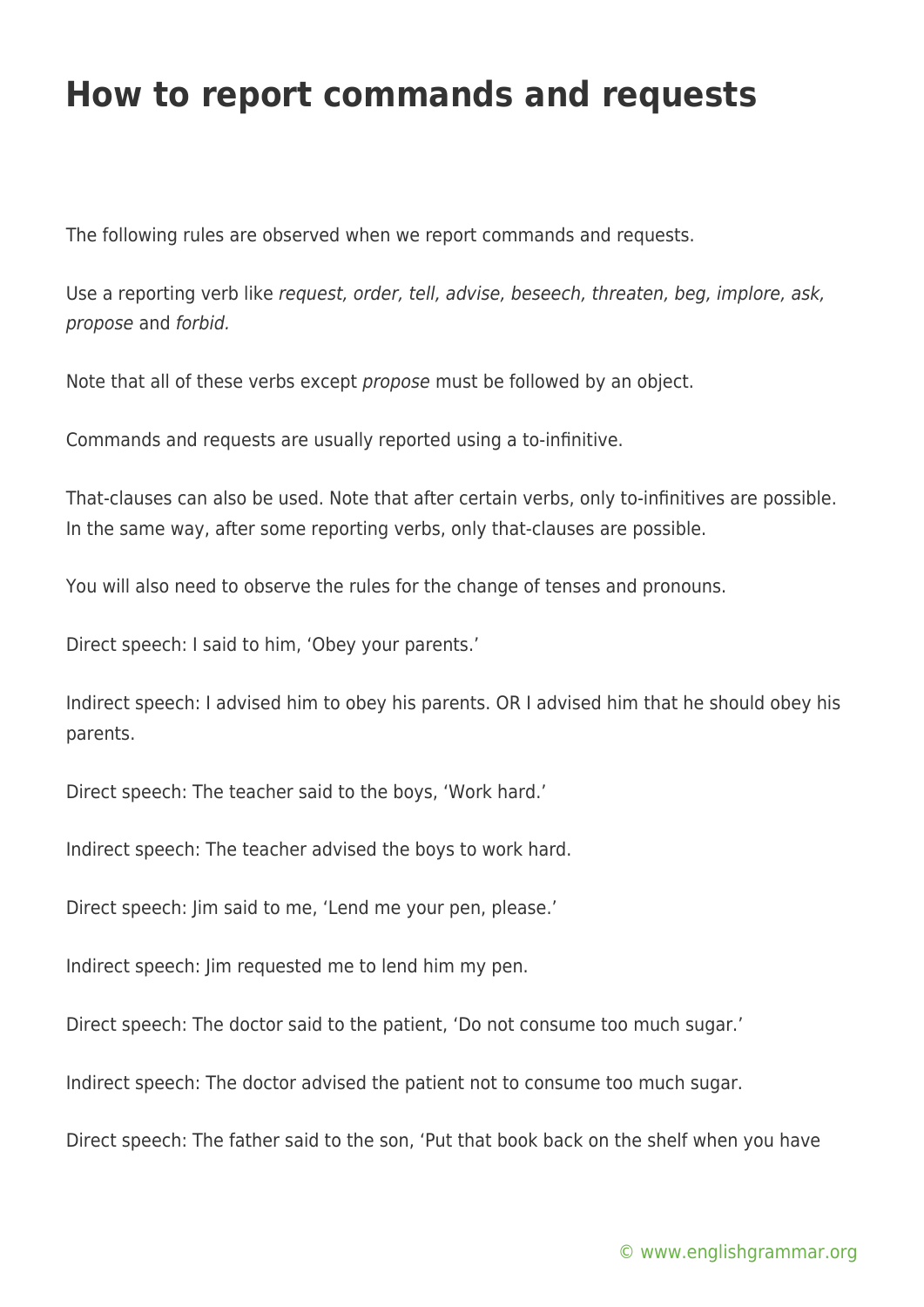# How to report commands and requests

The following rules are observed when we report commands and requests.

Use a reporting verb like *request, order, tell, advise, beseech, threaten, beg, implore, ask, propose* and *forbid.*

Note that all of these verbs except *propose* must be followed by an object.

Commands and requests are usually reported using a to-infinitive.

That-clauses can also be used. Note that after certain verbs, only to-infinitives are possible. In the same way, after some reporting verbs, only that-clauses are possible.

You will also need to observe the rules for the change of tenses and pronouns.

Direct speech: I said to him, 'Obey your parents.'

Indirect speech: I advised him to obey his parents. OR I advised him that he should obey his parents.

Direct speech: The teacher said to the boys, 'Work hard.'

Indirect speech: The teacher advised the boys to work hard.

Direct speech: Jim said to me, 'Lend me your pen, please.'

Indirect speech: Jim requested me to lend him my pen.

Direct speech: The doctor said to the patient, 'Do not consume too much sugar.'

Indirect speech: The doctor advised the patient not to consume too much sugar.

Direct speech: The father said to the son, 'Put that book back on the shelf when you have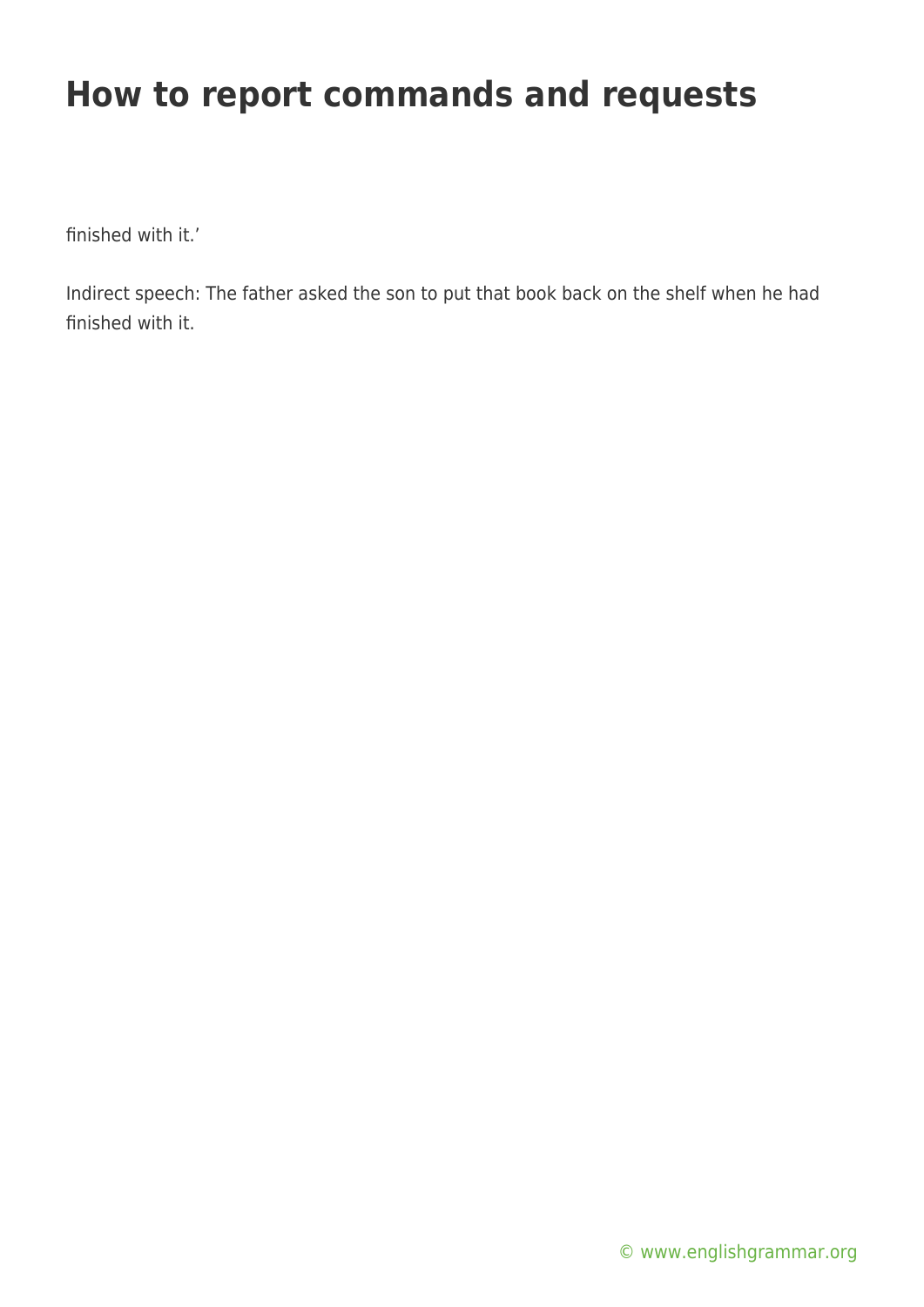finished with it.'

Indirect speech: The father asked the son to put that book back on the shelf when he had finished with it.